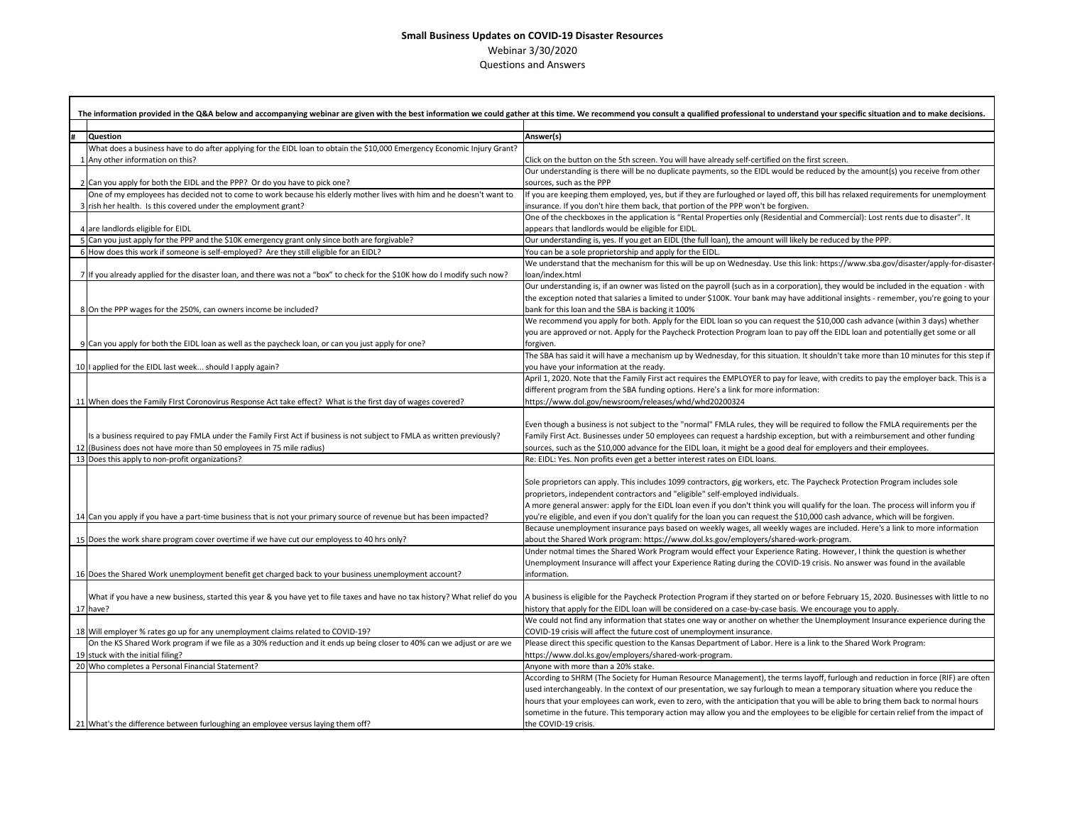# Small Business Updates on COVID-19 Disaster Resources

Webinar 3/30/2020

Questions and Answers

**The information provided in the Q&A below and accompanying webinar are given with the best information we could gather at this time. We recommend you consult a qualified professional to understand your specific situation and to make decisions.**

| # | Question | Answer(s) |
|---|---|---|
| 1 | What does a business have to do after applying for the EIDL loan to obtain the $10,000 Emergency Economic Injury Grant? Any other information on this? | Click on the button on the 5th screen. You will have already self-certified on the first screen. |
| 2 | Can you apply for both the EIDL and the PPP? Or do you have to pick one? | Our understanding is there will be no duplicate payments, so the EIDL would be reduced by the amount(s) you receive from other sources, such as the PPP |
| 3 | One of my employees has decided not to come to work because his elderly mother lives with him and he doesn't want to rish her health. Is this covered under the employment grant? | If you are keeping them employed, yes, but if they are furloughed or layed off, this bill has relaxed requirements for unemployment insurance. If you don't hire them back, that portion of the PPP won't be forgiven. |
| 4 | are landlords eligible for EIDL | One of the checkboxes in the application is "Rental Properties only (Residential and Commercial): Lost rents due to disaster". It appears that landlords would be eligible for EIDL. |
| 5 | Can you just apply for the PPP and the $10K emergency grant only since both are forgivable? | Our understanding is, yes. If you get an EIDL (the full loan), the amount will likely be reduced by the PPP. |
| 6 | How does this work if someone is self-employed? Are they still eligible for an EIDL? | You can be a sole proprietorship and apply for the EIDL. |
| 7 | If you already applied for the disaster loan, and there was not a "box" to check for the $10K how do I modify such now? | We understand that the mechanism for this will be up on Wednesday. Use this link: https://www.sba.gov/disaster/apply-for-disaster-loan/index.html |
| 8 | On the PPP wages for the 250%, can owners income be included? | Our understanding is, if an owner was listed on the payroll (such as in a corporation), they would be included in the equation - with the exception noted that salaries a limited to under $100K. Your bank may have additional insights - remember, you're going to your bank for this loan and the SBA is backing it 100% |
| 9 | Can you apply for both the EIDL loan as well as the paycheck loan, or can you just apply for one? | We recommend you apply for both. Apply for the EIDL loan so you can request the $10,000 cash advance (within 3 days) whether you are approved or not. Apply for the Paycheck Protection Program loan to pay off the EIDL loan and potentially get some or all forgiven. |
| 10 | I applied for the EIDL last week... should I apply again? | The SBA has said it will have a mechanism up by Wednesday, for this situation. It shouldn't take more than 10 minutes for this step if you have your information at the ready. |
| 11 | When does the Family FIrst Coronovirus Response Act take effect? What is the first day of wages covered? | April 1, 2020. Note that the Family First act requires the EMPLOYER to pay for leave, with credits to pay the employer back. This is a different program from the SBA funding options. Here's a link for more information: https://www.dol.gov/newsroom/releases/whd/whd20200324 |
| 12 | Is a business required to pay FMLA under the Family First Act if business is not subject to FMLA as written previously? (Business does not have more than 50 employees in 75 mile radius) | Even though a business is not subject to the "normal" FMLA rules, they will be required to follow the FMLA requirements per the Family First Act. Businesses under 50 employees can request a hardship exception, but with a reimbursement and other funding sources, such as the $10,000 advance for the EIDL loan, it might be a good deal for employers and their employees. |
| 13 | Does this apply to non-profit organizations? | Re: EIDL: Yes. Non profits even get a better interest rates on EIDL loans. |
| 14 | Can you apply if you have a part-time business that is not your primary source of revenue but has been impacted? | Sole proprietors can apply. This includes 1099 contractors, gig workers, etc. The Paycheck Protection Program includes sole proprietors, independent contractors and "eligible" self-employed individuals.<br>A more general answer: apply for the EIDL loan even if you don't think you will qualify for the loan. The process will inform you if you're eligible, and even if you don't qualify for the loan you can request the $10,000 cash advance, which will be forgiven. |
| 15 | Does the work share program cover overtime if we have cut our employess to 40 hrs only? | Because unemployment insurance pays based on weekly wages, all weekly wages are included. Here's a link to more information about the Shared Work program: https://www.dol.ks.gov/employers/shared-work-program. |
| 16 | Does the Shared Work unemployment benefit get charged back to your business unemployment account? | Under notmal times the Shared Work Program would effect your Experience Rating. However, I think the question is whether Unemployment Insurance will affect your Experience Rating during the COVID-19 crisis. No answer was found in the available information. |
| 17 | What if you have a new business, started this year & you have yet to file taxes and have no tax history? What relief do you have? | A business is eligible for the Paycheck Protection Program if they started on or before February 15, 2020. Businesses with little to no history that apply for the EIDL loan will be considered on a case-by-case basis. We encourage you to apply. |
| 18 | Will employer % rates go up for any unemployment claims related to COVID-19? | We could not find any information that states one way or another on whether the Unemployment Insurance experience during the COVID-19 crisis will affect the future cost of unemployment insurance. |
| 19 | On the KS Shared Work program if we file as a 30% reduction and it ends up being closer to 40% can we adjust or are we stuck with the initial filing? | Please direct this specific question to the Kansas Department of Labor. Here is a link to the Shared Work Program: https://www.dol.ks.gov/employers/shared-work-program. |
| 20 | Who completes a Personal Financial Statement? | Anyone with more than a 20% stake. |
| 21 | What's the difference between furloughing an employee versus laying them off? | According to SHRM (The Society for Human Resource Management), the terms layoff, furlough and reduction in force (RIF) are often used interchangeably. In the context of our presentation, we say furlough to mean a temporary situation where you reduce the hours that your employees can work, even to zero, with the anticipation that you will be able to bring them back to normal hours sometime in the future. This temporary action may allow you and the employees to be eligible for certain relief from the impact of the COVID-19 crisis. |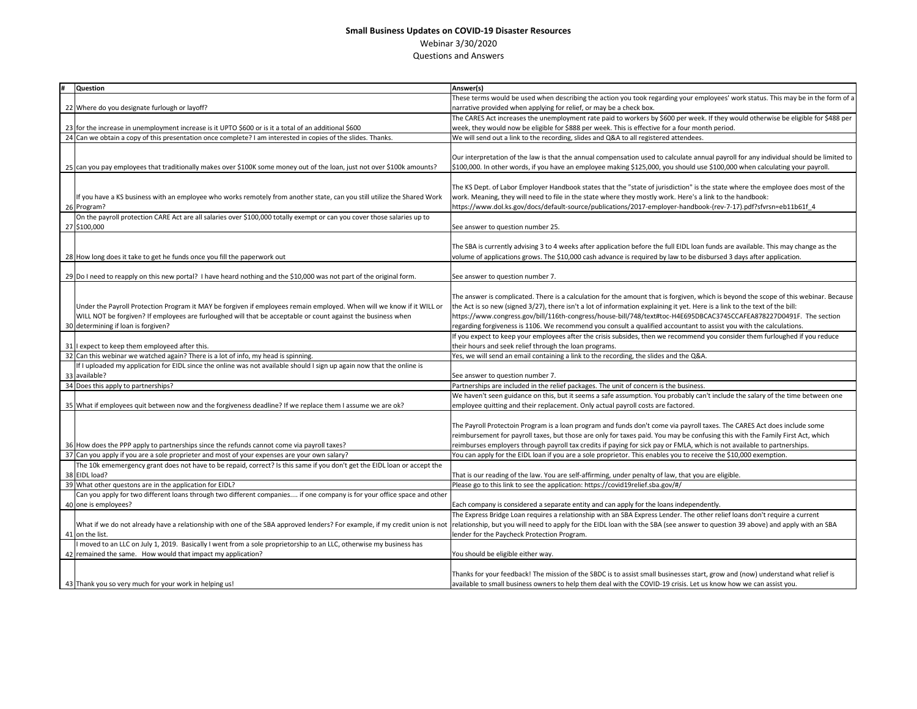**Small Business Updates on COVID-19 Disaster Resources**

Webinar 3/30/2020

Questions and Answers

| # | Question | Answer(s) |
|---|---|---|
| 22 | Where do you designate furlough or layoff? | These terms would be used when describing the action you took regarding your employees' work status. This may be in the form of a narrative provided when applying for relief, or may be a check box. |
| 23 | for the increase in unemployment increase is it UPTO $600 or is it a total of an additional $600 | The CARES Act increases the unemployment rate paid to workers by $600 per week. If they would otherwise be eligible for $488 per week, they would now be eligible for $888 per week. This is effective for a four month period. |
| 24 | Can we obtain a copy of this presentation once complete? I am interested in copies of the slides. Thanks. | We will send out a link to the recording, slides and Q&A to all registered attendees. |
| 25 | can you pay employees that traditionally makes over $100K some money out of the loan, just not over $100k amounts? | Our interpretation of the law is that the annual compensation used to calculate annual payroll for any individual should be limited to $100,000. In other words, if you have an employee making $125,000, you should use $100,000 when calculating your payroll. |
| 26 | If you have a KS business with an employee who works remotely from another state, can you still utilize the Shared Work Program? | The KS Dept. of Labor Employer Handbook states that the "state of jurisdiction" is the state where the employee does most of the work. Meaning, they will need to file in the state where they mostly work. Here's a link to the handbook: https://www.dol.ks.gov/docs/default-source/publications/2017-employer-handbook-(rev-7-17).pdf?sfvrsn=eb11b61f_4 |
| 27 | On the payroll protection CARE Act are all salaries over $100,000 totally exempt or can you cover those salaries up to $100,000 | See answer to question number 25. |
| 28 | How long does it take to get he funds once you fill the paperwork out | The SBA is currently advising 3 to 4 weeks after application before the full EIDL loan funds are available. This may change as the volume of applications grows. The $10,000 cash advance is required by law to be disbursed 3 days after application. |
| 29 | Do I need to reapply on this new portal? I have heard nothing and the $10,000 was not part of the original form. | See answer to question number 7. |
| 30 | Under the Payroll Protection Program it MAY be forgiven if employees remain employed. When will we know if it WILL or WILL NOT be forgiven? If employees are furloughed will that be acceptable or count against the business when determining if loan is forgiven? | The answer is complicated. There is a calculation for the amount that is forgiven, which is beyond the scope of this webinar. Because the Act is so new (signed 3/27), there isn't a lot of information explaining it yet. Here is a link to the text of the bill: https://www.congress.gov/bill/116th-congress/house-bill/748/text#toc-H4E695DBCAC3745CCAFEA878227D0491F. The section regarding forgiveness is 1106. We recommend you consult a qualified accountant to assist you with the calculations. |
| 31 | I expect to keep them employed after this. | If you expect to keep your employees after the crisis subsides, then we recommend you consider them furloughed if you reduce their hours and seek relief through the loan programs. |
| 32 | Can this webinar we watched again? There is a lot of info, my head is spinning. | Yes, we will send an email containing a link to the recording, the slides and the Q&A. |
| 33 | If I uploaded my application for EIDL since the online was not available should I sign up again now that the online is available? | See answer to question number 7. |
| 34 | Does this apply to partnerships? | Partnerships are included in the relief packages. The unit of concern is the business. |
| 35 | What if employees quit between now and the forgiveness deadline? If we replace them I assume we are ok? | We haven't seen guidance on this, but it seems a safe assumption. You probably can't include the salary of the time between one employee quitting and their replacement. Only actual payroll costs are factored. |
| 36 | How does the PPP apply to partnerships since the refunds cannot come via payroll taxes? | The Payroll Protectoin Program is a loan program and funds don't come via payroll taxes. The CARES Act does include some reimbursement for payroll taxes, but those are only for taxes paid. You may be confusing this with the Family First Act, which reimburses employers through payroll tax credits if paying for sick pay or FMLA, which is not available to partnerships. |
| 37 | Can you apply if you are a sole proprieter and most of your expenses are your own salary? | You can apply for the EIDL loan if you are a sole proprietor. This enables you to receive the $10,000 exemption. |
| 38 | The 10k ememergency grant does not have to be repaid, correct? Is this same if you don't get the EIDL loan or accept the EIDL load? | That is our reading of the law. You are self-affirming, under penalty of law, that you are eligible. |
| 39 | What other questons are in the application for EIDL? | Please go to this link to see the application: https://covid19relief.sba.gov/#/ |
| 40 | Can you apply for two different loans through two different companies.... if one company is for your office space and other one is employees? | Each company is considered a separate entity and can apply for the loans independently. |
| 41 | What if we do not already have a relationship with one of the SBA approved lenders? For example, if my credit union is not on the list. | The Express Bridge Loan requires a relationship with an SBA Express Lender. The other relief loans don't require a current relationship, but you will need to apply for the EIDL loan with the SBA (see answer to question 39 above) and apply with an SBA lender for the Paycheck Protection Program. |
| 42 | I moved to an LLC on July 1, 2019. Basically I went from a sole proprietorship to an LLC, otherwise my business has remained the same. How would that impact my application? | You should be eligible either way. |
| 43 | Thank you so very much for your work in helping us! | Thanks for your feedback! The mission of the SBDC is to assist small businesses start, grow and (now) understand what relief is available to small business owners to help them deal with the COVID-19 crisis. Let us know how we can assist you. |